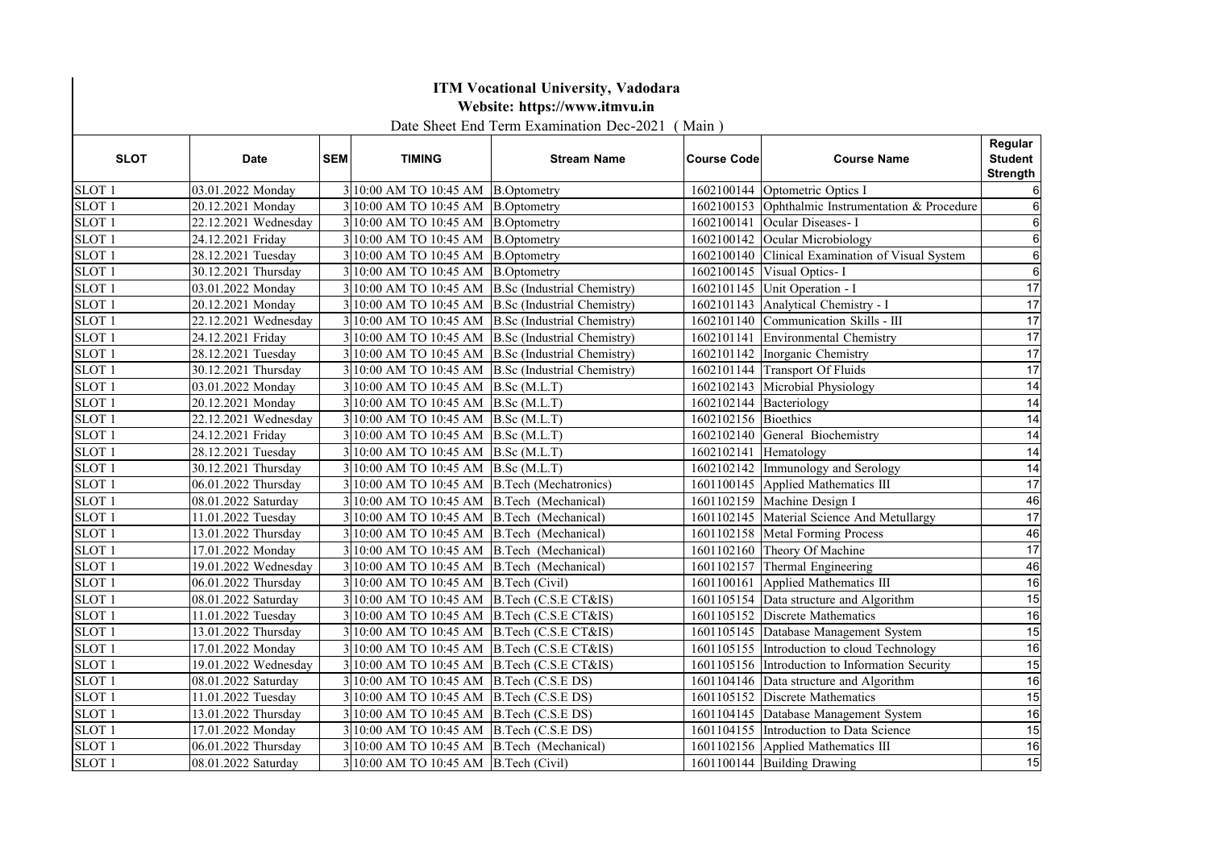# ITM Vocational University, Vadodara

## Website: https://www.itmvu.in

Date Sheet End Term Examination Dec-2021 ( Main )

| SLOT | Date | SEM | TIMING | Stream Name | Course Code | Course Name | Regular Student Strength |
|---|---|---|---|---|---|---|---|
| SLOT 1 | 03.01.2022 Monday | 3 | 10:00 AM TO 10:45 AM | B.Optometry | 1602100144 | Optometric Optics I | 6 |
| SLOT 1 | 20.12.2021 Monday | 3 | 10:00 AM TO 10:45 AM | B.Optometry | 1602100153 | Ophthalmic Instrumentation & Procedure | 6 |
| SLOT 1 | 22.12.2021 Wednesday | 3 | 10:00 AM TO 10:45 AM | B.Optometry | 1602100141 | Ocular Diseases- I | 6 |
| SLOT 1 | 24.12.2021 Friday | 3 | 10:00 AM TO 10:45 AM | B.Optometry | 1602100142 | Ocular Microbiology | 6 |
| SLOT 1 | 28.12.2021 Tuesday | 3 | 10:00 AM TO 10:45 AM | B.Optometry | 1602100140 | Clinical Examination of Visual System | 6 |
| SLOT 1 | 30.12.2021 Thursday | 3 | 10:00 AM TO 10:45 AM | B.Optometry | 1602100145 | Visual Optics- I | 6 |
| SLOT 1 | 03.01.2022 Monday | 3 | 10:00 AM TO 10:45 AM | B.Sc (Industrial Chemistry) | 1602101145 | Unit Operation - I | 17 |
| SLOT 1 | 20.12.2021 Monday | 3 | 10:00 AM TO 10:45 AM | B.Sc (Industrial Chemistry) | 1602101143 | Analytical Chemistry - I | 17 |
| SLOT 1 | 22.12.2021 Wednesday | 3 | 10:00 AM TO 10:45 AM | B.Sc (Industrial Chemistry) | 1602101140 | Communication Skills - III | 17 |
| SLOT 1 | 24.12.2021 Friday | 3 | 10:00 AM TO 10:45 AM | B.Sc (Industrial Chemistry) | 1602101141 | Environmental Chemistry | 17 |
| SLOT 1 | 28.12.2021 Tuesday | 3 | 10:00 AM TO 10:45 AM | B.Sc (Industrial Chemistry) | 1602101142 | Inorganic Chemistry | 17 |
| SLOT 1 | 30.12.2021 Thursday | 3 | 10:00 AM TO 10:45 AM | B.Sc (Industrial Chemistry) | 1602101144 | Transport Of Fluids | 17 |
| SLOT 1 | 03.01.2022 Monday | 3 | 10:00 AM TO 10:45 AM | B.Sc (M.L.T) | 1602102143 | Microbial Physiology | 14 |
| SLOT 1 | 20.12.2021 Monday | 3 | 10:00 AM TO 10:45 AM | B.Sc (M.L.T) | 1602102144 | Bacteriology | 14 |
| SLOT 1 | 22.12.2021 Wednesday | 3 | 10:00 AM TO 10:45 AM | B.Sc (M.L.T) | 1602102156 | Bioethics | 14 |
| SLOT 1 | 24.12.2021 Friday | 3 | 10:00 AM TO 10:45 AM | B.Sc (M.L.T) | 1602102140 | General Biochemistry | 14 |
| SLOT 1 | 28.12.2021 Tuesday | 3 | 10:00 AM TO 10:45 AM | B.Sc (M.L.T) | 1602102141 | Hematology | 14 |
| SLOT 1 | 30.12.2021 Thursday | 3 | 10:00 AM TO 10:45 AM | B.Sc (M.L.T) | 1602102142 | Immunology and Serology | 14 |
| SLOT 1 | 06.01.2022 Thursday | 3 | 10:00 AM TO 10:45 AM | B.Tech (Mechatronics) | 1601100145 | Applied Mathematics III | 17 |
| SLOT 1 | 08.01.2022 Saturday | 3 | 10:00 AM TO 10:45 AM | B.Tech (Mechanical) | 1601102159 | Machine Design I | 46 |
| SLOT 1 | 11.01.2022 Tuesday | 3 | 10:00 AM TO 10:45 AM | B.Tech (Mechanical) | 1601102145 | Material Science And Metullargy | 17 |
| SLOT 1 | 13.01.2022 Thursday | 3 | 10:00 AM TO 10:45 AM | B.Tech (Mechanical) | 1601102158 | Metal Forming Process | 46 |
| SLOT 1 | 17.01.2022 Monday | 3 | 10:00 AM TO 10:45 AM | B.Tech (Mechanical) | 1601102160 | Theory Of Machine | 17 |
| SLOT 1 | 19.01.2022 Wednesday | 3 | 10:00 AM TO 10:45 AM | B.Tech (Mechanical) | 1601102157 | Thermal Engineering | 46 |
| SLOT 1 | 06.01.2022 Thursday | 3 | 10:00 AM TO 10:45 AM | B.Tech (Civil) | 1601100161 | Applied Mathematics III | 16 |
| SLOT 1 | 08.01.2022 Saturday | 3 | 10:00 AM TO 10:45 AM | B.Tech (C.S.E CT&IS) | 1601105154 | Data structure and Algorithm | 15 |
| SLOT 1 | 11.01.2022 Tuesday | 3 | 10:00 AM TO 10:45 AM | B.Tech (C.S.E CT&IS) | 1601105152 | Discrete Mathematics | 16 |
| SLOT 1 | 13.01.2022 Thursday | 3 | 10:00 AM TO 10:45 AM | B.Tech (C.S.E CT&IS) | 1601105145 | Database Management System | 15 |
| SLOT 1 | 17.01.2022 Monday | 3 | 10:00 AM TO 10:45 AM | B.Tech (C.S.E CT&IS) | 1601105155 | Introduction to cloud Technology | 16 |
| SLOT 1 | 19.01.2022 Wednesday | 3 | 10:00 AM TO 10:45 AM | B.Tech (C.S.E CT&IS) | 1601105156 | Introduction to Information Security | 15 |
| SLOT 1 | 08.01.2022 Saturday | 3 | 10:00 AM TO 10:45 AM | B.Tech (C.S.E DS) | 1601104146 | Data structure and Algorithm | 16 |
| SLOT 1 | 11.01.2022 Tuesday | 3 | 10:00 AM TO 10:45 AM | B.Tech (C.S.E DS) | 1601105152 | Discrete Mathematics | 15 |
| SLOT 1 | 13.01.2022 Thursday | 3 | 10:00 AM TO 10:45 AM | B.Tech (C.S.E DS) | 1601104145 | Database Management System | 16 |
| SLOT 1 | 17.01.2022 Monday | 3 | 10:00 AM TO 10:45 AM | B.Tech (C.S.E DS) | 1601104155 | Introduction to Data Science | 15 |
| SLOT 1 | 06.01.2022 Thursday | 3 | 10:00 AM TO 10:45 AM | B.Tech (Mechanical) | 1601102156 | Applied Mathematics III | 16 |
| SLOT 1 | 08.01.2022 Saturday | 3 | 10:00 AM TO 10:45 AM | B.Tech (Civil) | 1601100144 | Building Drawing | 15 |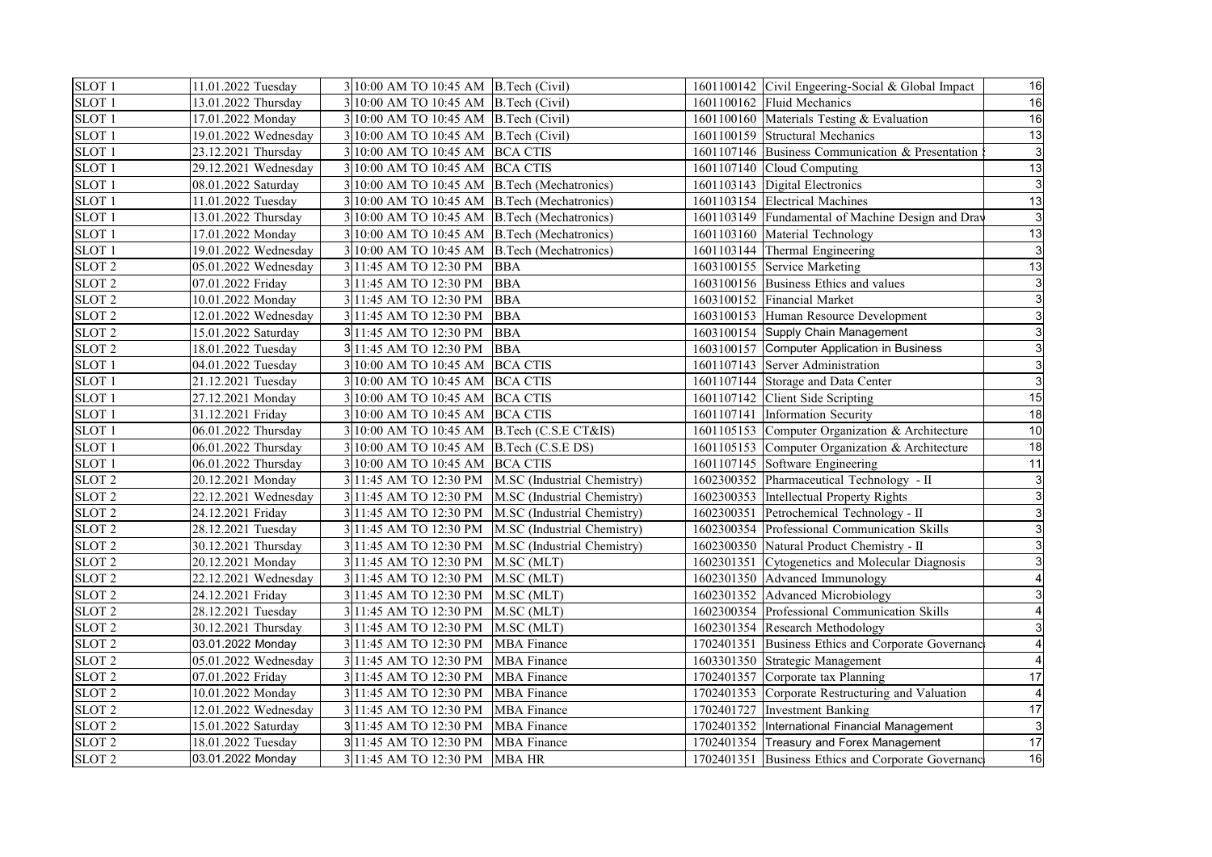| | | | | | | | |
|---|---|---|---|---|---|---|---|
| SLOT 1 | 11.01.2022 Tuesday | 3 | 10:00 AM TO 10:45 AM | B.Tech (Civil) | 1601100142 | Civil Engeering-Social & Global Impact | 16 |
| SLOT 1 | 13.01.2022 Thursday | 3 | 10:00 AM TO 10:45 AM | B.Tech (Civil) | 1601100162 | Fluid Mechanics | 16 |
| SLOT 1 | 17.01.2022 Monday | 3 | 10:00 AM TO 10:45 AM | B.Tech (Civil) | 1601100160 | Materials Testing & Evaluation | 16 |
| SLOT 1 | 19.01.2022 Wednesday | 3 | 10:00 AM TO 10:45 AM | B.Tech (Civil) | 1601100159 | Structural Mechanics | 13 |
| SLOT 1 | 23.12.2021 Thursday | 3 | 10:00 AM TO 10:45 AM | BCA CTIS | 1601107146 | Business Communication & Presentation | 3 |
| SLOT 1 | 29.12.2021 Wednesday | 3 | 10:00 AM TO 10:45 AM | BCA CTIS | 1601107140 | Cloud Computing | 13 |
| SLOT 1 | 08.01.2022 Saturday | 3 | 10:00 AM TO 10:45 AM | B.Tech (Mechatronics) | 1601103143 | Digital Electronics | 3 |
| SLOT 1 | 11.01.2022 Tuesday | 3 | 10:00 AM TO 10:45 AM | B.Tech (Mechatronics) | 1601103154 | Electrical Machines | 13 |
| SLOT 1 | 13.01.2022 Thursday | 3 | 10:00 AM TO 10:45 AM | B.Tech (Mechatronics) | 1601103149 | Fundamental of Machine Design and Draw | 3 |
| SLOT 1 | 17.01.2022 Monday | 3 | 10:00 AM TO 10:45 AM | B.Tech (Mechatronics) | 1601103160 | Material Technology | 13 |
| SLOT 1 | 19.01.2022 Wednesday | 3 | 10:00 AM TO 10:45 AM | B.Tech (Mechatronics) | 1601103144 | Thermal Engineering | 3 |
| SLOT 2 | 05.01.2022 Wednesday | 3 | 11:45 AM TO 12:30 PM | BBA | 1603100155 | Service Marketing | 13 |
| SLOT 2 | 07.01.2022 Friday | 3 | 11:45 AM TO 12:30 PM | BBA | 1603100156 | Business Ethics and values | 3 |
| SLOT 2 | 10.01.2022 Monday | 3 | 11:45 AM TO 12:30 PM | BBA | 1603100152 | Financial Market | 3 |
| SLOT 2 | 12.01.2022 Wednesday | 3 | 11:45 AM TO 12:30 PM | BBA | 1603100153 | Human Resource Development | 3 |
| SLOT 2 | 15.01.2022 Saturday | 3 | 11:45 AM TO 12:30 PM | BBA | 1603100154 | Supply Chain Management | 3 |
| SLOT 2 | 18.01.2022 Tuesday | 3 | 11:45 AM TO 12:30 PM | BBA | 1603100157 | Computer Application in Business | 3 |
| SLOT 1 | 04.01.2022 Tuesday | 3 | 10:00 AM TO 10:45 AM | BCA CTIS | 1601107143 | Server Administration | 3 |
| SLOT 1 | 21.12.2021 Tuesday | 3 | 10:00 AM TO 10:45 AM | BCA CTIS | 1601107144 | Storage and Data Center | 3 |
| SLOT 1 | 27.12.2021 Monday | 3 | 10:00 AM TO 10:45 AM | BCA CTIS | 1601107142 | Client Side Scripting | 15 |
| SLOT 1 | 31.12.2021 Friday | 3 | 10:00 AM TO 10:45 AM | BCA CTIS | 1601107141 | Information Security | 18 |
| SLOT 1 | 06.01.2022 Thursday | 3 | 10:00 AM TO 10:45 AM | B.Tech (C.S.E CT&IS) | 1601105153 | Computer Organization & Architecture | 10 |
| SLOT 1 | 06.01.2022 Thursday | 3 | 10:00 AM TO 10:45 AM | B.Tech (C.S.E DS) | 1601105153 | Computer Organization & Architecture | 18 |
| SLOT 1 | 06.01.2022 Thursday | 3 | 10:00 AM TO 10:45 AM | BCA CTIS | 1601107145 | Software Engineering | 11 |
| SLOT 2 | 20.12.2021 Monday | 3 | 11:45 AM TO 12:30 PM | M.SC (Industrial Chemistry) | 1602300352 | Pharmaceutical Technology - II | 3 |
| SLOT 2 | 22.12.2021 Wednesday | 3 | 11:45 AM TO 12:30 PM | M.SC (Industrial Chemistry) | 1602300353 | Intellectual Property Rights | 3 |
| SLOT 2 | 24.12.2021 Friday | 3 | 11:45 AM TO 12:30 PM | M.SC (Industrial Chemistry) | 1602300351 | Petrochemical Technology - II | 3 |
| SLOT 2 | 28.12.2021 Tuesday | 3 | 11:45 AM TO 12:30 PM | M.SC (Industrial Chemistry) | 1602300354 | Professional Communication Skills | 3 |
| SLOT 2 | 30.12.2021 Thursday | 3 | 11:45 AM TO 12:30 PM | M.SC (Industrial Chemistry) | 1602300350 | Natural Product Chemistry - II | 3 |
| SLOT 2 | 20.12.2021 Monday | 3 | 11:45 AM TO 12:30 PM | M.SC (MLT) | 1602301351 | Cytogenetics and Molecular Diagnosis | 3 |
| SLOT 2 | 22.12.2021 Wednesday | 3 | 11:45 AM TO 12:30 PM | M.SC (MLT) | 1602301350 | Advanced Immunology | 4 |
| SLOT 2 | 24.12.2021 Friday | 3 | 11:45 AM TO 12:30 PM | M.SC (MLT) | 1602301352 | Advanced Microbiology | 3 |
| SLOT 2 | 28.12.2021 Tuesday | 3 | 11:45 AM TO 12:30 PM | M.SC (MLT) | 1602300354 | Professional Communication Skills | 4 |
| SLOT 2 | 30.12.2021 Thursday | 3 | 11:45 AM TO 12:30 PM | M.SC (MLT) | 1602301354 | Research Methodology | 3 |
| SLOT 2 | 03.01.2022 Monday | 3 | 11:45 AM TO 12:30 PM | MBA Finance | 1702401351 | Business Ethics and Corporate Governance | 4 |
| SLOT 2 | 05.01.2022 Wednesday | 3 | 11:45 AM TO 12:30 PM | MBA Finance | 1603301350 | Strategic Management | 4 |
| SLOT 2 | 07.01.2022 Friday | 3 | 11:45 AM TO 12:30 PM | MBA Finance | 1702401357 | Corporate tax Planning | 17 |
| SLOT 2 | 10.01.2022 Monday | 3 | 11:45 AM TO 12:30 PM | MBA Finance | 1702401353 | Corporate Restructuring and Valuation | 4 |
| SLOT 2 | 12.01.2022 Wednesday | 3 | 11:45 AM TO 12:30 PM | MBA Finance | 1702401727 | Investment Banking | 17 |
| SLOT 2 | 15.01.2022 Saturday | 3 | 11:45 AM TO 12:30 PM | MBA Finance | 1702401352 | International Financial Management | 3 |
| SLOT 2 | 18.01.2022 Tuesday | 3 | 11:45 AM TO 12:30 PM | MBA Finance | 1702401354 | Treasury and Forex Management | 17 |
| SLOT 2 | 03.01.2022 Monday | 3 | 11:45 AM TO 12:30 PM | MBA HR | 1702401351 | Business Ethics and Corporate Governance | 16 |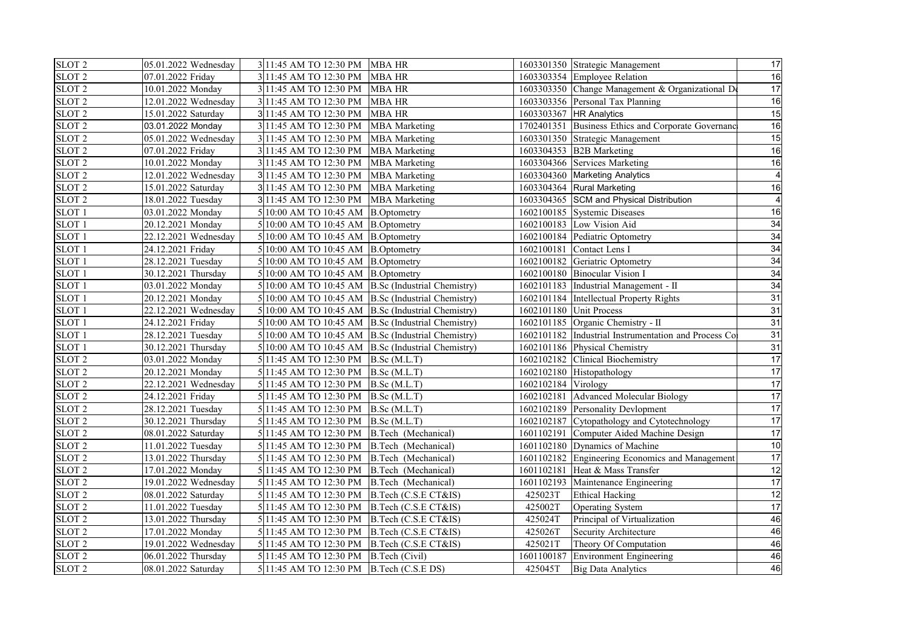| | | | | | | |
|---|---|---|---|---|---|---|
| SLOT 2 | 05.01.2022 Wednesday | 3 | 11:45 AM TO 12:30 PM | MBA HR | 1603301350 | Strategic Management | 17 |
| SLOT 2 | 07.01.2022 Friday | 3 | 11:45 AM TO 12:30 PM | MBA HR | 1603303354 | Employee Relation | 16 |
| SLOT 2 | 10.01.2022 Monday | 3 | 11:45 AM TO 12:30 PM | MBA HR | 1603303350 | Change Management & Organizational De | 17 |
| SLOT 2 | 12.01.2022 Wednesday | 3 | 11:45 AM TO 12:30 PM | MBA HR | 1603303356 | Personal Tax Planning | 16 |
| SLOT 2 | 15.01.2022 Saturday | 3 | 11:45 AM TO 12:30 PM | MBA HR | 1603303367 | HR Analytics | 15 |
| SLOT 2 | 03.01.2022 Monday | 3 | 11:45 AM TO 12:30 PM | MBA Marketing | 1702401351 | Business Ethics and Corporate Governanc | 16 |
| SLOT 2 | 05.01.2022 Wednesday | 3 | 11:45 AM TO 12:30 PM | MBA Marketing | 1603301350 | Strategic Management | 15 |
| SLOT 2 | 07.01.2022 Friday | 3 | 11:45 AM TO 12:30 PM | MBA Marketing | 1603304353 | B2B Marketing | 16 |
| SLOT 2 | 10.01.2022 Monday | 3 | 11:45 AM TO 12:30 PM | MBA Marketing | 1603304366 | Services Marketing | 16 |
| SLOT 2 | 12.01.2022 Wednesday | 3 | 11:45 AM TO 12:30 PM | MBA Marketing | 1603304360 | Marketing Analytics | 4 |
| SLOT 2 | 15.01.2022 Saturday | 3 | 11:45 AM TO 12:30 PM | MBA Marketing | 1603304364 | Rural Marketing | 16 |
| SLOT 2 | 18.01.2022 Tuesday | 3 | 11:45 AM TO 12:30 PM | MBA Marketing | 1603304365 | SCM and Physical Distribution | 4 |
| SLOT 1 | 03.01.2022 Monday | 5 | 10:00 AM TO 10:45 AM | B.Optometry | 1602100185 | Systemic Diseases | 16 |
| SLOT 1 | 20.12.2021 Monday | 5 | 10:00 AM TO 10:45 AM | B.Optometry | 1602100183 | Low Vision Aid | 34 |
| SLOT 1 | 22.12.2021 Wednesday | 5 | 10:00 AM TO 10:45 AM | B.Optometry | 1602100184 | Pediatric Optometry | 34 |
| SLOT 1 | 24.12.2021 Friday | 5 | 10:00 AM TO 10:45 AM | B.Optometry | 1602100181 | Contact Lens I | 34 |
| SLOT 1 | 28.12.2021 Tuesday | 5 | 10:00 AM TO 10:45 AM | B.Optometry | 1602100182 | Geriatric Optometry | 34 |
| SLOT 1 | 30.12.2021 Thursday | 5 | 10:00 AM TO 10:45 AM | B.Optometry | 1602100180 | Binocular Vision I | 34 |
| SLOT 1 | 03.01.2022 Monday | 5 | 10:00 AM TO 10:45 AM | B.Sc (Industrial Chemistry) | 1602101183 | Industrial Management - II | 34 |
| SLOT 1 | 20.12.2021 Monday | 5 | 10:00 AM TO 10:45 AM | B.Sc (Industrial Chemistry) | 1602101184 | Intellectual Property Rights | 31 |
| SLOT 1 | 22.12.2021 Wednesday | 5 | 10:00 AM TO 10:45 AM | B.Sc (Industrial Chemistry) | 1602101180 | Unit Process | 31 |
| SLOT 1 | 24.12.2021 Friday | 5 | 10:00 AM TO 10:45 AM | B.Sc (Industrial Chemistry) | 1602101185 | Organic Chemistry - II | 31 |
| SLOT 1 | 28.12.2021 Tuesday | 5 | 10:00 AM TO 10:45 AM | B.Sc (Industrial Chemistry) | 1602101182 | Industrial Instrumentation and Process Co | 31 |
| SLOT 1 | 30.12.2021 Thursday | 5 | 10:00 AM TO 10:45 AM | B.Sc (Industrial Chemistry) | 1602101186 | Physical Chemistry | 31 |
| SLOT 2 | 03.01.2022 Monday | 5 | 11:45 AM TO 12:30 PM | B.Sc (M.L.T) | 1602102182 | Clinical Biochemistry | 17 |
| SLOT 2 | 20.12.2021 Monday | 5 | 11:45 AM TO 12:30 PM | B.Sc (M.L.T) | 1602102180 | Histopathology | 17 |
| SLOT 2 | 22.12.2021 Wednesday | 5 | 11:45 AM TO 12:30 PM | B.Sc (M.L.T) | 1602102184 | Virology | 17 |
| SLOT 2 | 24.12.2021 Friday | 5 | 11:45 AM TO 12:30 PM | B.Sc (M.L.T) | 1602102181 | Advanced Molecular Biology | 17 |
| SLOT 2 | 28.12.2021 Tuesday | 5 | 11:45 AM TO 12:30 PM | B.Sc (M.L.T) | 1602102189 | Personality Devlopment | 17 |
| SLOT 2 | 30.12.2021 Thursday | 5 | 11:45 AM TO 12:30 PM | B.Sc (M.L.T) | 1602102187 | Cytopathology and Cytotechnology | 17 |
| SLOT 2 | 08.01.2022 Saturday | 5 | 11:45 AM TO 12:30 PM | B.Tech (Mechanical) | 1601102191 | Computer Aided Machine Design | 17 |
| SLOT 2 | 11.01.2022 Tuesday | 5 | 11:45 AM TO 12:30 PM | B.Tech (Mechanical) | 1601102180 | Dynamics of Machine | 10 |
| SLOT 2 | 13.01.2022 Thursday | 5 | 11:45 AM TO 12:30 PM | B.Tech (Mechanical) | 1601102182 | Engineering Economics and Management | 17 |
| SLOT 2 | 17.01.2022 Monday | 5 | 11:45 AM TO 12:30 PM | B.Tech (Mechanical) | 1601102181 | Heat & Mass Transfer | 12 |
| SLOT 2 | 19.01.2022 Wednesday | 5 | 11:45 AM TO 12:30 PM | B.Tech (Mechanical) | 1601102193 | Maintenance Engineering | 17 |
| SLOT 2 | 08.01.2022 Saturday | 5 | 11:45 AM TO 12:30 PM | B.Tech (C.S.E CT&IS) | 425023T | Ethical Hacking | 12 |
| SLOT 2 | 11.01.2022 Tuesday | 5 | 11:45 AM TO 12:30 PM | B.Tech (C.S.E CT&IS) | 425002T | Operating System | 17 |
| SLOT 2 | 13.01.2022 Thursday | 5 | 11:45 AM TO 12:30 PM | B.Tech (C.S.E CT&IS) | 425024T | Principal of Virtualization | 46 |
| SLOT 2 | 17.01.2022 Monday | 5 | 11:45 AM TO 12:30 PM | B.Tech (C.S.E CT&IS) | 425026T | Security Architecture | 46 |
| SLOT 2 | 19.01.2022 Wednesday | 5 | 11:45 AM TO 12:30 PM | B.Tech (C.S.E CT&IS) | 425021T | Theory Of Computation | 46 |
| SLOT 2 | 06.01.2022 Thursday | 5 | 11:45 AM TO 12:30 PM | B.Tech (Civil) | 1601100187 | Environment Engineering | 46 |
| SLOT 2 | 08.01.2022 Saturday | 5 | 11:45 AM TO 12:30 PM | B.Tech (C.S.E DS) | 425045T | Big Data Analytics | 46 |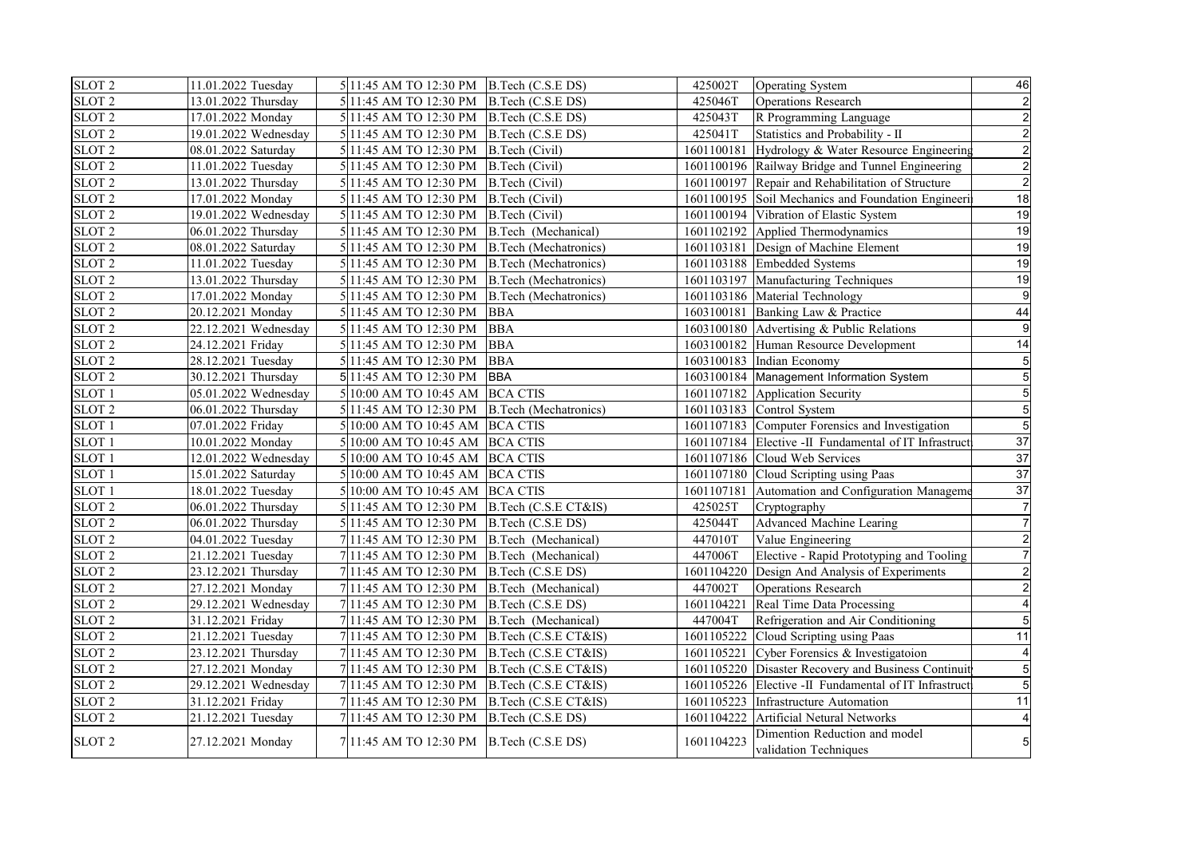| | | | | | | | |
|---|---|---|---|---|---|---|---|
| SLOT 2 | 11.01.2022 Tuesday | 5 | 11:45 AM TO 12:30 PM | B.Tech (C.S.E DS) | 425002T | Operating System | 46 |
| SLOT 2 | 13.01.2022 Thursday | 5 | 11:45 AM TO 12:30 PM | B.Tech (C.S.E DS) | 425046T | Operations Research | 2 |
| SLOT 2 | 17.01.2022 Monday | 5 | 11:45 AM TO 12:30 PM | B.Tech (C.S.E DS) | 425043T | R Programming Language | 2 |
| SLOT 2 | 19.01.2022 Wednesday | 5 | 11:45 AM TO 12:30 PM | B.Tech (C.S.E DS) | 425041T | Statistics and Probability - II | 2 |
| SLOT 2 | 08.01.2022 Saturday | 5 | 11:45 AM TO 12:30 PM | B.Tech (Civil) | 1601100181 | Hydrology & Water Resource Engineering | 2 |
| SLOT 2 | 11.01.2022 Tuesday | 5 | 11:45 AM TO 12:30 PM | B.Tech (Civil) | 1601100196 | Railway Bridge and Tunnel Engineering | 2 |
| SLOT 2 | 13.01.2022 Thursday | 5 | 11:45 AM TO 12:30 PM | B.Tech (Civil) | 1601100197 | Repair and Rehabilitation of Structure | 2 |
| SLOT 2 | 17.01.2022 Monday | 5 | 11:45 AM TO 12:30 PM | B.Tech (Civil) | 1601100195 | Soil Mechanics and Foundation Engineeri | 18 |
| SLOT 2 | 19.01.2022 Wednesday | 5 | 11:45 AM TO 12:30 PM | B.Tech (Civil) | 1601100194 | Vibration of Elastic System | 19 |
| SLOT 2 | 06.01.2022 Thursday | 5 | 11:45 AM TO 12:30 PM | B.Tech (Mechanical) | 1601102192 | Applied Thermodynamics | 19 |
| SLOT 2 | 08.01.2022 Saturday | 5 | 11:45 AM TO 12:30 PM | B.Tech (Mechatronics) | 1601103181 | Design of Machine Element | 19 |
| SLOT 2 | 11.01.2022 Tuesday | 5 | 11:45 AM TO 12:30 PM | B.Tech (Mechatronics) | 1601103188 | Embedded Systems | 19 |
| SLOT 2 | 13.01.2022 Thursday | 5 | 11:45 AM TO 12:30 PM | B.Tech (Mechatronics) | 1601103197 | Manufacturing Techniques | 19 |
| SLOT 2 | 17.01.2022 Monday | 5 | 11:45 AM TO 12:30 PM | B.Tech (Mechatronics) | 1601103186 | Material Technology | 9 |
| SLOT 2 | 20.12.2021 Monday | 5 | 11:45 AM TO 12:30 PM | BBA | 1603100181 | Banking Law & Practice | 44 |
| SLOT 2 | 22.12.2021 Wednesday | 5 | 11:45 AM TO 12:30 PM | BBA | 1603100180 | Advertising & Public Relations | 9 |
| SLOT 2 | 24.12.2021 Friday | 5 | 11:45 AM TO 12:30 PM | BBA | 1603100182 | Human Resource Development | 14 |
| SLOT 2 | 28.12.2021 Tuesday | 5 | 11:45 AM TO 12:30 PM | BBA | 1603100183 | Indian Economy | 5 |
| SLOT 2 | 30.12.2021 Thursday | 5 | 11:45 AM TO 12:30 PM | BBA | 1603100184 | Management Information System | 5 |
| SLOT 1 | 05.01.2022 Wednesday | 5 | 10:00 AM TO 10:45 AM | BCA CTIS | 1601107182 | Application Security | 5 |
| SLOT 2 | 06.01.2022 Thursday | 5 | 11:45 AM TO 12:30 PM | B.Tech (Mechatronics) | 1601103183 | Control System | 5 |
| SLOT 1 | 07.01.2022 Friday | 5 | 10:00 AM TO 10:45 AM | BCA CTIS | 1601107183 | Computer Forensics and Investigation | 5 |
| SLOT 1 | 10.01.2022 Monday | 5 | 10:00 AM TO 10:45 AM | BCA CTIS | 1601107184 | Elective -II Fundamental of IT Infrastruct | 37 |
| SLOT 1 | 12.01.2022 Wednesday | 5 | 10:00 AM TO 10:45 AM | BCA CTIS | 1601107186 | Cloud Web Services | 37 |
| SLOT 1 | 15.01.2022 Saturday | 5 | 10:00 AM TO 10:45 AM | BCA CTIS | 1601107180 | Cloud Scripting using Paas | 37 |
| SLOT 1 | 18.01.2022 Tuesday | 5 | 10:00 AM TO 10:45 AM | BCA CTIS | 1601107181 | Automation and Configuration Manageme | 37 |
| SLOT 2 | 06.01.2022 Thursday | 5 | 11:45 AM TO 12:30 PM | B.Tech (C.S.E CT&IS) | 425025T | Cryptography | 7 |
| SLOT 2 | 06.01.2022 Thursday | 5 | 11:45 AM TO 12:30 PM | B.Tech (C.S.E DS) | 425044T | Advanced Machine Learing | 7 |
| SLOT 2 | 04.01.2022 Tuesday | 7 | 11:45 AM TO 12:30 PM | B.Tech (Mechanical) | 447010T | Value Engineering | 2 |
| SLOT 2 | 21.12.2021 Tuesday | 7 | 11:45 AM TO 12:30 PM | B.Tech (Mechanical) | 447006T | Elective - Rapid Prototyping and Tooling | 7 |
| SLOT 2 | 23.12.2021 Thursday | 7 | 11:45 AM TO 12:30 PM | B.Tech (C.S.E DS) | 1601104220 | Design And Analysis of Experiments | 2 |
| SLOT 2 | 27.12.2021 Monday | 7 | 11:45 AM TO 12:30 PM | B.Tech (Mechanical) | 447002T | Operations Research | 2 |
| SLOT 2 | 29.12.2021 Wednesday | 7 | 11:45 AM TO 12:30 PM | B.Tech (C.S.E DS) | 1601104221 | Real Time Data Processing | 4 |
| SLOT 2 | 31.12.2021 Friday | 7 | 11:45 AM TO 12:30 PM | B.Tech (Mechanical) | 447004T | Refrigeration and Air Conditioning | 5 |
| SLOT 2 | 21.12.2021 Tuesday | 7 | 11:45 AM TO 12:30 PM | B.Tech (C.S.E CT&IS) | 1601105222 | Cloud Scripting using Paas | 11 |
| SLOT 2 | 23.12.2021 Thursday | 7 | 11:45 AM TO 12:30 PM | B.Tech (C.S.E CT&IS) | 1601105221 | Cyber Forensics & Investigatoion | 4 |
| SLOT 2 | 27.12.2021 Monday | 7 | 11:45 AM TO 12:30 PM | B.Tech (C.S.E CT&IS) | 1601105220 | Disaster Recovery and Business Continuit | 5 |
| SLOT 2 | 29.12.2021 Wednesday | 7 | 11:45 AM TO 12:30 PM | B.Tech (C.S.E CT&IS) | 1601105226 | Elective -II Fundamental of IT Infrastruct | 5 |
| SLOT 2 | 31.12.2021 Friday | 7 | 11:45 AM TO 12:30 PM | B.Tech (C.S.E CT&IS) | 1601105223 | Infrastructure Automation | 11 |
| SLOT 2 | 21.12.2021 Tuesday | 7 | 11:45 AM TO 12:30 PM | B.Tech (C.S.E DS) | 1601104222 | Artificial Netural Networks | 4 |
| SLOT 2 | 27.12.2021 Monday | 7 | 11:45 AM TO 12:30 PM | B.Tech (C.S.E DS) | 1601104223 | Dimention Reduction and model validation Techniques | 5 |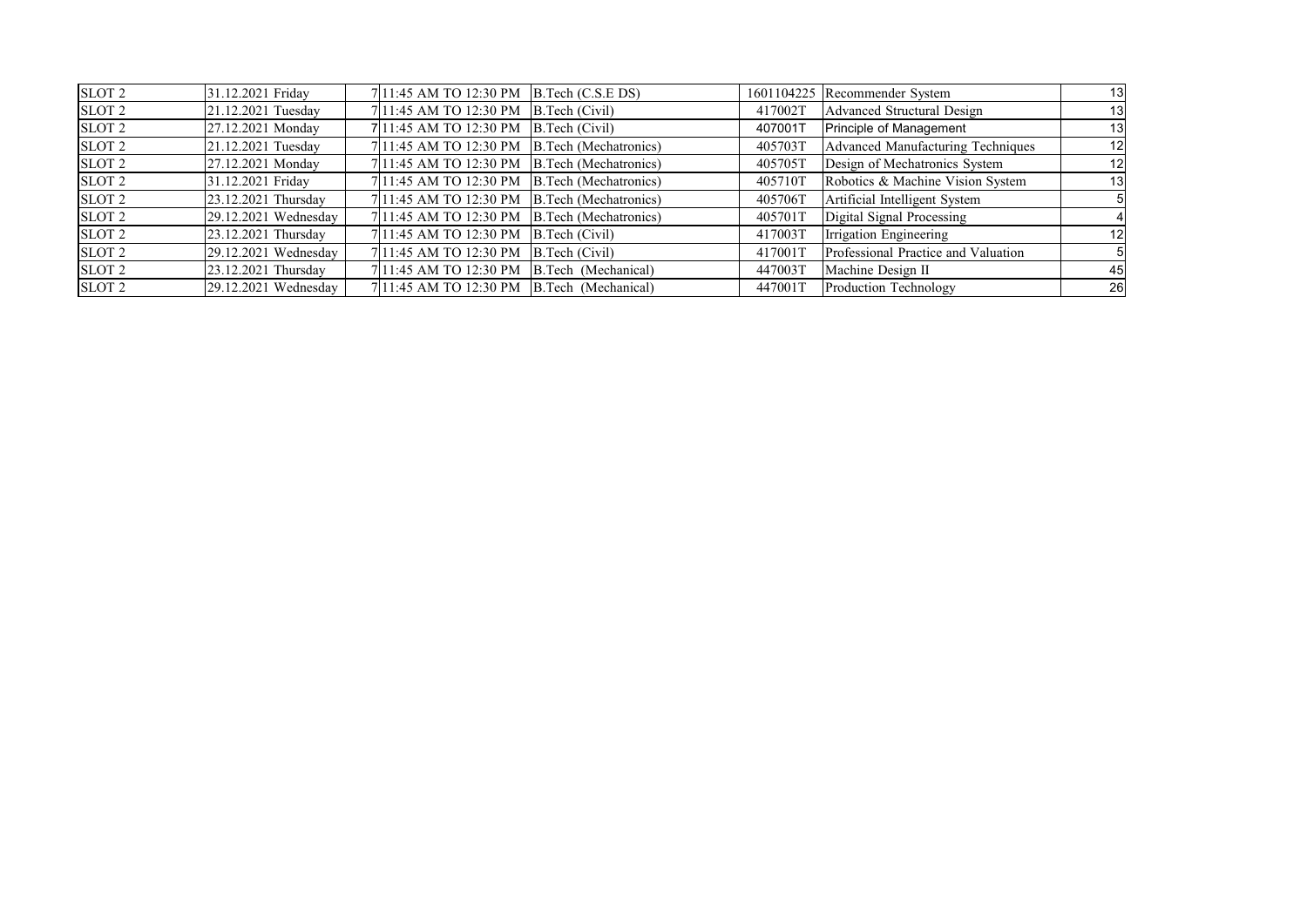| | | | | | | | |
|---|---|---|---|---|---|---|---|
| SLOT 2 | 31.12.2021 Friday | 7 | 11:45 AM TO 12:30 PM | B.Tech (C.S.E DS) | 1601104225 | Recommender System | 13 |
| SLOT 2 | 21.12.2021 Tuesday | 7 | 11:45 AM TO 12:30 PM | B.Tech (Civil) | 417002T | Advanced Structural Design | 13 |
| SLOT 2 | 27.12.2021 Monday | 7 | 11:45 AM TO 12:30 PM | B.Tech (Civil) | 407001T | Principle of Management | 13 |
| SLOT 2 | 21.12.2021 Tuesday | 7 | 11:45 AM TO 12:30 PM | B.Tech (Mechatronics) | 405703T | Advanced Manufacturing Techniques | 12 |
| SLOT 2 | 27.12.2021 Monday | 7 | 11:45 AM TO 12:30 PM | B.Tech (Mechatronics) | 405705T | Design of Mechatronics System | 12 |
| SLOT 2 | 31.12.2021 Friday | 7 | 11:45 AM TO 12:30 PM | B.Tech (Mechatronics) | 405710T | Robotics & Machine Vision System | 13 |
| SLOT 2 | 23.12.2021 Thursday | 7 | 11:45 AM TO 12:30 PM | B.Tech (Mechatronics) | 405706T | Artificial Intelligent System | 5 |
| SLOT 2 | 29.12.2021 Wednesday | 7 | 11:45 AM TO 12:30 PM | B.Tech (Mechatronics) | 405701T | Digital Signal Processing | 4 |
| SLOT 2 | 23.12.2021 Thursday | 7 | 11:45 AM TO 12:30 PM | B.Tech (Civil) | 417003T | Irrigation Engineering | 12 |
| SLOT 2 | 29.12.2021 Wednesday | 7 | 11:45 AM TO 12:30 PM | B.Tech (Civil) | 417001T | Professional Practice and Valuation | 5 |
| SLOT 2 | 23.12.2021 Thursday | 7 | 11:45 AM TO 12:30 PM | B.Tech (Mechanical) | 447003T | Machine Design II | 45 |
| SLOT 2 | 29.12.2021 Wednesday | 7 | 11:45 AM TO 12:30 PM | B.Tech (Mechanical) | 447001T | Production Technology | 26 |